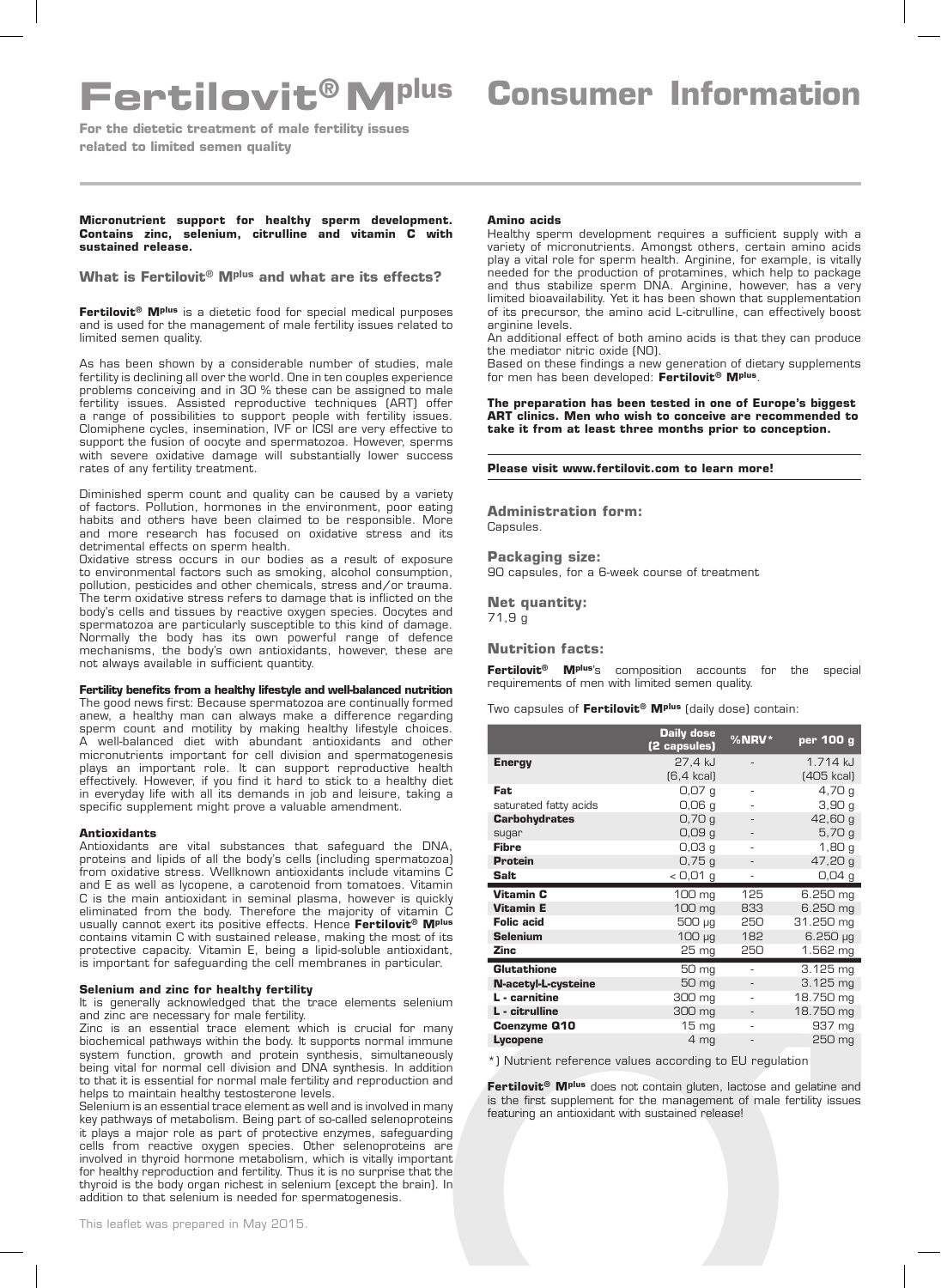# Fertilovit® M plus Consumer Information

**For the dietetic treatment of male fertility issues related to limited semen quality**

**Micronutrient support for healthy sperm development. Contains zinc, selenium, citrulline and vitamin C with sustained release.**

### What is Fertilovit® M plus and what are its effects?

**Fertilovit® M plus** is a dietetic food for special medical purposes and is used for the management of male fertility issues related to limited semen quality.

As has been shown by a considerable number of studies, male fertility is declining all over the world. One in ten couples experience problems conceiving and in 30 % these can be assigned to male fertility issues. Assisted reproductive techniques (ART) offer a range of possibilities to support people with fertility issues. Clomiphene cycles, insemination, IVF or ICSI are very effective to support the fusion of oocyte and spermatozoa. However, sperms with severe oxidative damage will substantially lower success rates of any fertility treatment.

Diminished sperm count and quality can be caused by a variety of factors. Pollution, hormones in the environment, poor eating habits and others have been claimed to be responsible. More and more research has focused on oxidative stress and its detrimental effects on sperm health.

Oxidative stress occurs in our bodies as a result of exposure to environmental factors such as smoking, alcohol consumption, pollution, pesticides and other chemicals, stress and/or trauma. The term oxidative stress refers to damage that is inflicted on the body's cells and tissues by reactive oxygen species. Oocytes and spermatozoa are particularly susceptible to this kind of damage. Normally the body has its own powerful range of defence mechanisms, the body's own antioxidants, however, these are not always available in sufficient quantity.

#### Fertility benefits from a healthy lifestyle and well-balanced nutrition

The good news first: Because spermatozoa are continually formed anew, a healthy man can always make a difference regarding sperm count and motility by making healthy lifestyle choices. A well-balanced diet with abundant antioxidants and other micronutrients important for cell division and spermatogenesis plays an important role. It can support reproductive health effectively. However, if you find it hard to stick to a healthy diet in everyday life with all its demands in job and leisure, taking a specific supplement might prove a valuable amendment.

#### Antioxidants

Antioxidants are vital substances that safeguard the DNA, proteins and lipids of all the body's cells (including spermatozoa) from oxidative stress. Wellknown antioxidants include vitamins C and E as well as lycopene, a carotenoid from tomatoes. Vitamin C is the main antioxidant in seminal plasma, however is quickly eliminated from the body. Therefore the majority of vitamin C usually cannot exert its positive effects. Hence **Fertilovit® M plus** contains vitamin C with sustained release, making the most of its protective capacity. Vitamin E, being a lipid-soluble antioxidant, is important for safeguarding the cell membranes in particular.

#### Selenium and zinc for healthy fertility

It is generally acknowledged that the trace elements selenium and zinc are necessary for male fertility.

Zinc is an essential trace element which is crucial for many biochemical pathways within the body. It supports normal immune system function, growth and protein synthesis, simultaneously being vital for normal cell division and DNA synthesis. In addition to that it is essential for normal male fertility and reproduction and helps to maintain healthy testosterone levels.

Selenium is an essential trace element as well and is involved in many key pathways of metabolism. Being part of so-called selenoproteins it plays a major role as part of protective enzymes, safeguarding cells from reactive oxygen species. Other selenoproteins are involved in thyroid hormone metabolism, which is vitally important for healthy reproduction and fertility. Thus it is no surprise that the thyroid is the body organ richest in selenium (except the brain). In addition to that selenium is needed for spermatogenesis.

#### Amino acids

Healthy sperm development requires a sufficient supply with a variety of micronutrients. Amongst others, certain amino acids play a vital role for sperm health. Arginine, for example, is vitally needed for the production of protamines, which help to package and thus stabilize sperm DNA. Arginine, however, has a very limited bioavailability. Yet it has been shown that supplementation of its precursor, the amino acid L-citrulline, can effectively boost arginine levels.

An additional effect of both amino acids is that they can produce the mediator nitric oxide (NO).

Based on these findings a new generation of dietary supplements for men has been developed: **Fertilovit® M plus**.

**The preparation has been tested in one of Europe's biggest ART clinics. Men who wish to conceive are recommended to take it from at least three months prior to conception.**

**Please visit www.fertilovit.com to learn more!**

### Administration form:

Capsules.

### Packaging size:

90 capsules, for a 6-week course of treatment

### Net quantity:

71,9 g

### Nutrition facts:

**Fertilovit® M plus**'s composition accounts for the special requirements of men with limited semen quality.

Two capsules of **Fertilovit® M plus** (daily dose) contain:

| | Daily dose (2 capsules) | %NRV* | per 100 g |
|---|---|---|---|
| **Energy** | 27,4 kJ (6,4 kcal) | - | 1.714 kJ (405 kcal) |
| **Fat** | 0,07 g | - | 4,70 g |
| saturated fatty acids | 0,06 g | - | 3,90 g |
| **Carbohydrates** | 0,70 g | - | 42,60 g |
| sugar | 0,09 g | - | 5,70 g |
| **Fibre** | 0,03 g | - | 1,80 g |
| **Protein** | 0,75 g | - | 47,20 g |
| **Salt** | < 0,01 g | - | 0,04 g |
| **Vitamin C** | 100 mg | 125 | 6.250 mg |
| **Vitamin E** | 100 mg | 833 | 6.250 mg |
| **Folic acid** | 500 µg | 250 | 31.250 mg |
| **Selenium** | 100 µg | 182 | 6.250 µg |
| **Zinc** | 25 mg | 250 | 1.562 mg |
| **Glutathione** | 50 mg | - | 3.125 mg |
| **N-acetyl-L-cysteine** | 50 mg | - | 3.125 mg |
| **L - carnitine** | 300 mg | - | 18.750 mg |
| **L - citrulline** | 300 mg | - | 18.750 mg |
| **Coenzyme Q10** | 15 mg | - | 937 mg |
| **Lycopene** | 4 mg | - | 250 mg |

*) Nutrient reference values according to EU regulation

**Fertilovit® M plus** does not contain gluten, lactose and gelatine and is the first supplement for the management of male fertility issues featuring an antioxidant with sustained release!

This leaflet was prepared in May 2015.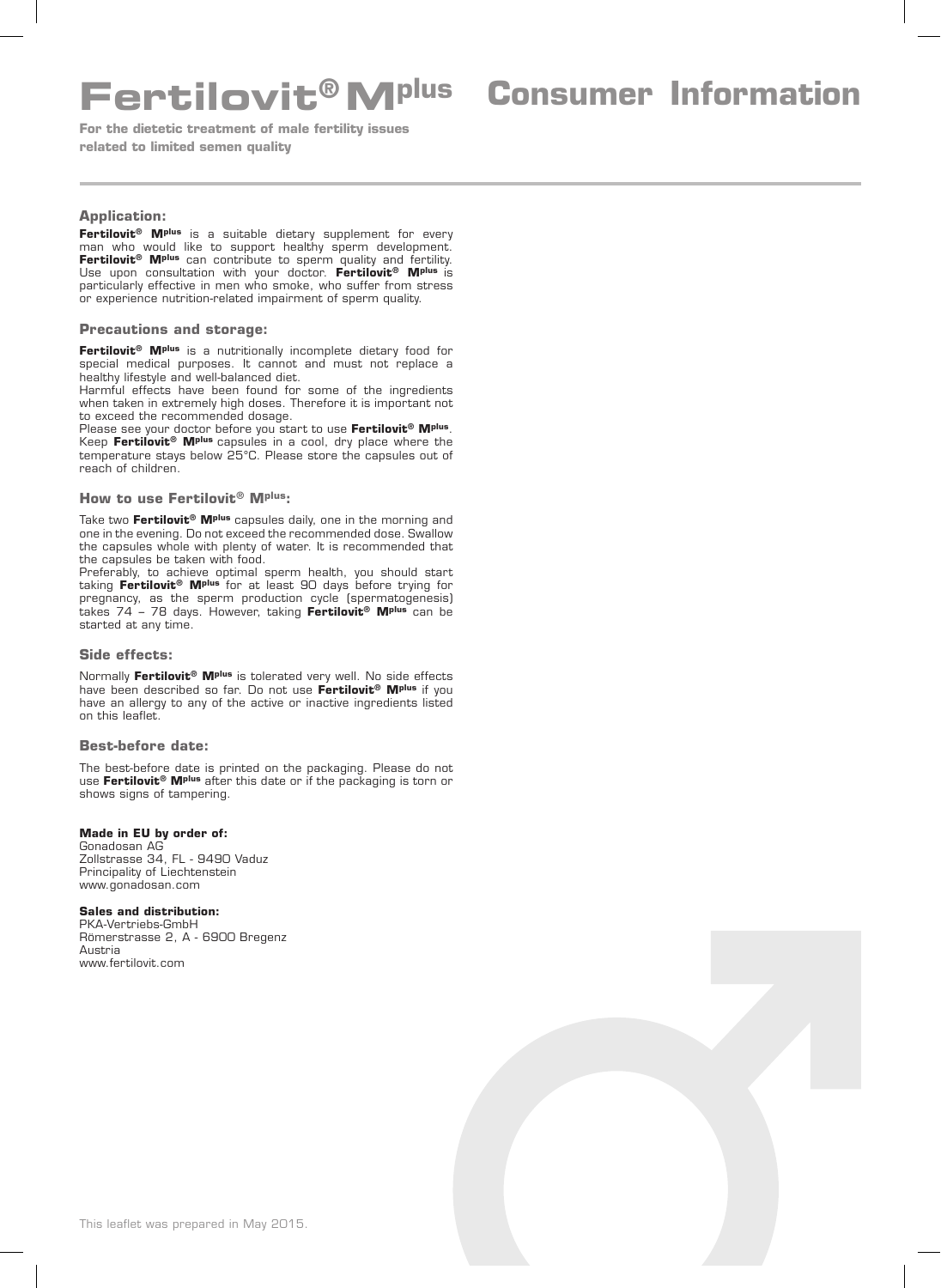# Fertilovit® M plus   Consumer Information

**For the dietetic treatment of male fertility issues related to limited semen quality**

### Application:

**Fertilovit® M plus** is a suitable dietary supplement for every man who would like to support healthy sperm development. **Fertilovit® M plus** can contribute to sperm quality and fertility. Use upon consultation with your doctor. **Fertilovit® M plus** is particularly effective in men who smoke, who suffer from stress or experience nutrition-related impairment of sperm quality.

### Precautions and storage:

**Fertilovit® M plus** is a nutritionally incomplete dietary food for special medical purposes. It cannot and must not replace a healthy lifestyle and well-balanced diet.
Harmful effects have been found for some of the ingredients when taken in extremely high doses. Therefore it is important not to exceed the recommended dosage.
Please see your doctor before you start to use **Fertilovit® M plus**. Keep **Fertilovit® M plus** capsules in a cool, dry place where the temperature stays below 25°C. Please store the capsules out of reach of children.

### How to use Fertilovit® M plus:

Take two **Fertilovit® M plus** capsules daily, one in the morning and one in the evening. Do not exceed the recommended dose. Swallow the capsules whole with plenty of water. It is recommended that the capsules be taken with food.
Preferably, to achieve optimal sperm health, you should start taking **Fertilovit® M plus** for at least 90 days before trying for pregnancy, as the sperm production cycle (spermatogenesis) takes 74 – 78 days. However, taking **Fertilovit® M plus** can be started at any time.

### Side effects:

Normally **Fertilovit® M plus** is tolerated very well. No side effects have been described so far. Do not use **Fertilovit® M plus** if you have an allergy to any of the active or inactive ingredients listed on this leaflet.

### Best-before date:

The best-before date is printed on the packaging. Please do not use **Fertilovit® M plus** after this date or if the packaging is torn or shows signs of tampering.

**Made in EU by order of:**
Gonadosan AG
Zollstrasse 34, FL - 9490 Vaduz
Principality of Liechtenstein
www.gonadosan.com

**Sales and distribution:**
PKA-Vertriebs-GmbH
Römerstrasse 2, A - 6900 Bregenz
Austria
www.fertilovit.com

This leaflet was prepared in May 2015.